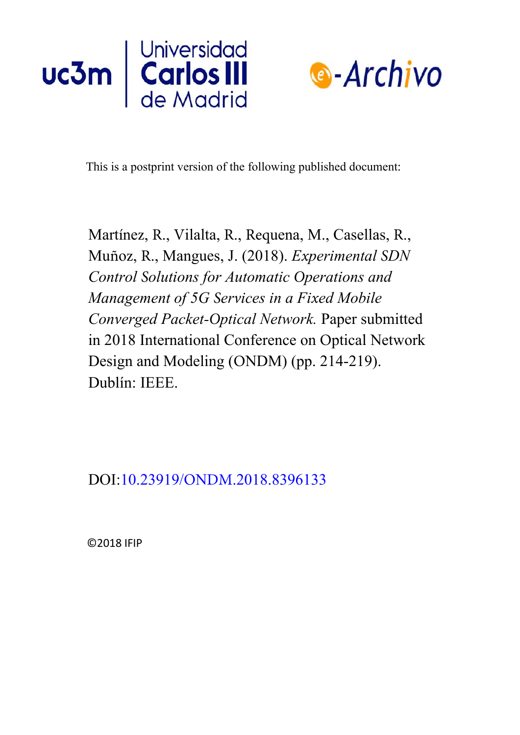Universidad Carlos III de Madrid

e-Archivo

This is a postprint version of the following published document:

Martínez, R., Vilalta, R., Requena, M., Casellas, R., Muñoz, R., Mangues, J. (2018). *Experimental SDN Control Solutions for Automatic Operations and Management of 5G Services in a Fixed Mobile Converged Packet-Optical Network.* Paper submitted in 2018 International Conference on Optical Network Design and Modeling (ONDM) (pp. 214-219). Dublín: IEEE.

DOI:10.23919/ONDM.2018.8396133

©2018 IFIP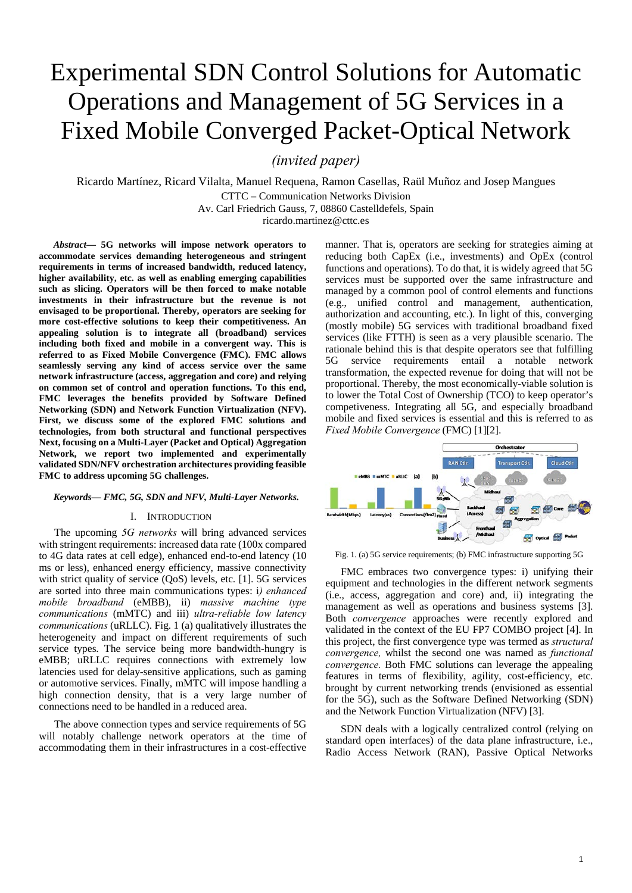# Experimental SDN Control Solutions for Automatic Operations and Management of 5G Services in a Fixed Mobile Converged Packet-Optical Network

*(invited paper)*

Ricardo Martínez, Ricard Vilalta, Manuel Requena, Ramon Casellas, Raül Muñoz and Josep Mangues

CTTC – Communication Networks Division
Av. Carl Friedrich Gauss, 7, 08860 Castelldefels, Spain
ricardo.martinez@cttc.es

***Abstract*— 5G networks will impose network operators to accommodate services demanding heterogeneous and stringent requirements in terms of increased bandwidth, reduced latency, higher availability, etc. as well as enabling emerging capabilities such as slicing. Operators will be then forced to make notable investments in their infrastructure but the revenue is not envisaged to be proportional. Thereby, operators are seeking for more cost-effective solutions to keep their competitiveness. An appealing solution is to integrate all (broadband) services including both fixed and mobile in a convergent way. This is referred to as Fixed Mobile Convergence (FMC). FMC allows seamlessly serving any kind of access service over the same network infrastructure (access, aggregation and core) and relying on common set of control and operation functions. To this end, FMC leverages the benefits provided by Software Defined Networking (SDN) and Network Function Virtualization (NFV). First, we discuss some of the explored FMC solutions and technologies, from both structural and functional perspectives Next, focusing on a Multi-Layer (Packet and Optical) Aggregation Network, we report two implemented and experimentally validated SDN/NFV orchestration architectures providing feasible FMC to address upcoming 5G challenges.**

***Keywords*— FMC, 5G, SDN and NFV, Multi-Layer Networks.**

## I. INTRODUCTION

The upcoming *5G networks* will bring advanced services with stringent requirements: increased data rate (100x compared to 4G data rates at cell edge), enhanced end-to-end latency (10 ms or less), enhanced energy efficiency, massive connectivity with strict quality of service (QoS) levels, etc. [1]. 5G services are sorted into three main communications types: i*) enhanced mobile broadband* (eMBB), ii) *massive machine type communications* (mMTC) and iii) *ultra-reliable low latency communications* (uRLLC). Fig. 1 (a) qualitatively illustrates the heterogeneity and impact on different requirements of such service types. The service being more bandwidth-hungry is eMBB; uRLLC requires connections with extremely low latencies used for delay-sensitive applications, such as gaming or automotive services. Finally, mMTC will impose handling a high connection density, that is a very large number of connections need to be handled in a reduced area.

The above connection types and service requirements of 5G will notably challenge network operators at the time of accommodating them in their infrastructures in a cost-effective manner. That is, operators are seeking for strategies aiming at reducing both CapEx (i.e., investments) and OpEx (control functions and operations). To do that, it is widely agreed that 5G services must be supported over the same infrastructure and managed by a common pool of control elements and functions (e.g., unified control and management, authentication, authorization and accounting, etc.). In light of this, converging (mostly mobile) 5G services with traditional broadband fixed services (like FTTH) is seen as a very plausible scenario. The rationale behind this is that despite operators see that fulfilling 5G service requirements entail a notable network transformation, the expected revenue for doing that will not be proportional. Thereby, the most economically-viable solution is to lower the Total Cost of Ownership (TCO) to keep operator's competiveness. Integrating all 5G, and especially broadband mobile and fixed services is essential and this is referred to as *Fixed Mobile Convergence* (FMC) [1][2].

Fig. 1. (a) 5G service requirements; (b) FMC infrastructure supporting 5G

FMC embraces two convergence types: i) unifying their equipment and technologies in the different network segments (i.e., access, aggregation and core) and, ii) integrating the management as well as operations and business systems [3]. Both *convergence* approaches were recently explored and validated in the context of the EU FP7 COMBO project [4]. In this project, the first convergence type was termed as *structural convergence,* whilst the second one was named as *functional convergence.* Both FMC solutions can leverage the appealing features in terms of flexibility, agility, cost-efficiency, etc. brought by current networking trends (envisioned as essential for the 5G), such as the Software Defined Networking (SDN) and the Network Function Virtualization (NFV) [3].

SDN deals with a logically centralized control (relying on standard open interfaces) of the data plane infrastructure, i.e., Radio Access Network (RAN), Passive Optical Networks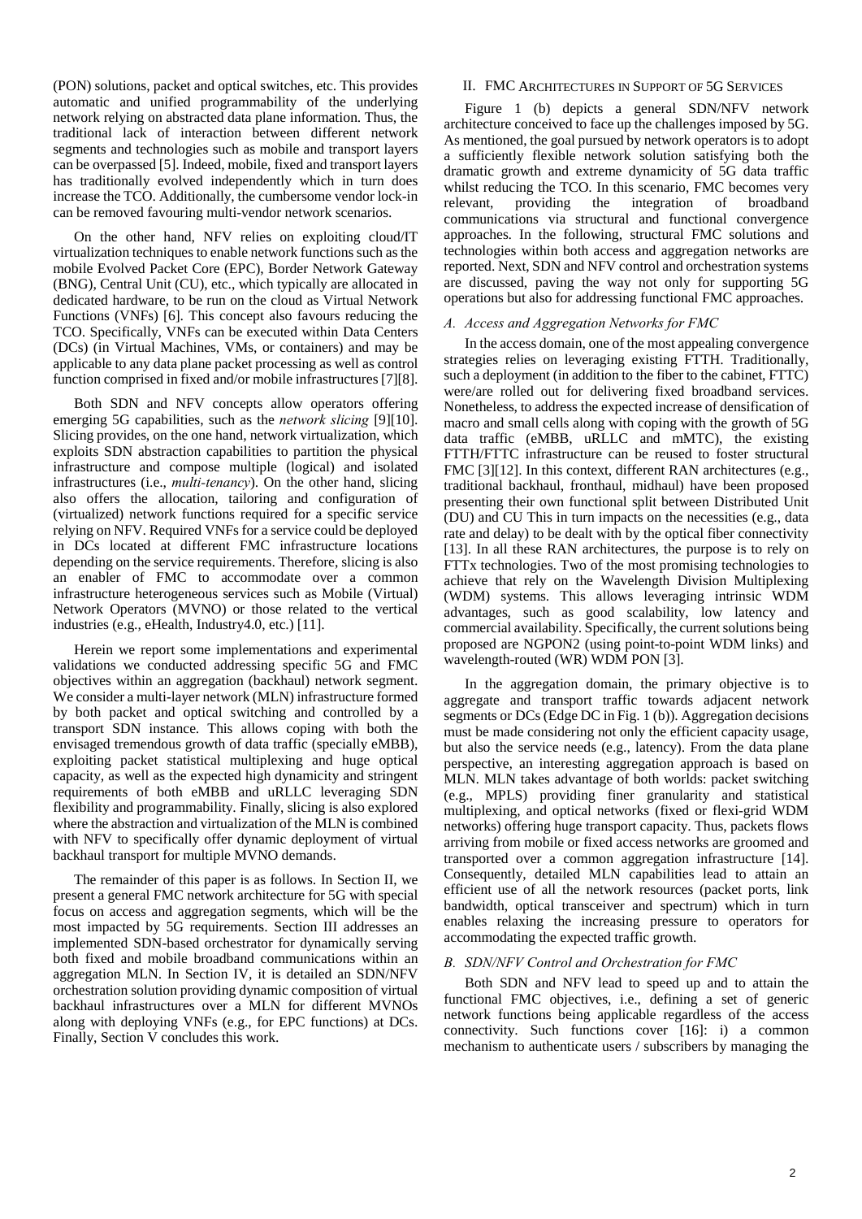(PON) solutions, packet and optical switches, etc. This provides automatic and unified programmability of the underlying network relying on abstracted data plane information. Thus, the traditional lack of interaction between different network segments and technologies such as mobile and transport layers can be overpassed [5]. Indeed, mobile, fixed and transport layers has traditionally evolved independently which in turn does increase the TCO. Additionally, the cumbersome vendor lock-in can be removed favouring multi-vendor network scenarios.

On the other hand, NFV relies on exploiting cloud/IT virtualization techniques to enable network functions such as the mobile Evolved Packet Core (EPC), Border Network Gateway (BNG), Central Unit (CU), etc., which typically are allocated in dedicated hardware, to be run on the cloud as Virtual Network Functions (VNFs) [6]. This concept also favours reducing the TCO. Specifically, VNFs can be executed within Data Centers (DCs) (in Virtual Machines, VMs, or containers) and may be applicable to any data plane packet processing as well as control function comprised in fixed and/or mobile infrastructures [7][8].

Both SDN and NFV concepts allow operators offering emerging 5G capabilities, such as the *network slicing* [9][10]. Slicing provides, on the one hand, network virtualization, which exploits SDN abstraction capabilities to partition the physical infrastructure and compose multiple (logical) and isolated infrastructures (i.e., *multi-tenancy*). On the other hand, slicing also offers the allocation, tailoring and configuration of (virtualized) network functions required for a specific service relying on NFV. Required VNFs for a service could be deployed in DCs located at different FMC infrastructure locations depending on the service requirements. Therefore, slicing is also an enabler of FMC to accommodate over a common infrastructure heterogeneous services such as Mobile (Virtual) Network Operators (MVNO) or those related to the vertical industries (e.g., eHealth, Industry4.0, etc.) [11].

Herein we report some implementations and experimental validations we conducted addressing specific 5G and FMC objectives within an aggregation (backhaul) network segment. We consider a multi-layer network (MLN) infrastructure formed by both packet and optical switching and controlled by a transport SDN instance. This allows coping with both the envisaged tremendous growth of data traffic (specially eMBB), exploiting packet statistical multiplexing and huge optical capacity, as well as the expected high dynamicity and stringent requirements of both eMBB and uRLLC leveraging SDN flexibility and programmability. Finally, slicing is also explored where the abstraction and virtualization of the MLN is combined with NFV to specifically offer dynamic deployment of virtual backhaul transport for multiple MVNO demands.

The remainder of this paper is as follows. In Section II, we present a general FMC network architecture for 5G with special focus on access and aggregation segments, which will be the most impacted by 5G requirements. Section III addresses an implemented SDN-based orchestrator for dynamically serving both fixed and mobile broadband communications within an aggregation MLN. In Section IV, it is detailed an SDN/NFV orchestration solution providing dynamic composition of virtual backhaul infrastructures over a MLN for different MVNOs along with deploying VNFs (e.g., for EPC functions) at DCs. Finally, Section V concludes this work.

## II. FMC Architectures in Support of 5G Services

Figure 1 (b) depicts a general SDN/NFV network architecture conceived to face up the challenges imposed by 5G. As mentioned, the goal pursued by network operators is to adopt a sufficiently flexible network solution satisfying both the dramatic growth and extreme dynamicity of 5G data traffic whilst reducing the TCO. In this scenario, FMC becomes very relevant, providing the integration of broadband communications via structural and functional convergence approaches. In the following, structural FMC solutions and technologies within both access and aggregation networks are reported. Next, SDN and NFV control and orchestration systems are discussed, paving the way not only for supporting 5G operations but also for addressing functional FMC approaches.

### *A. Access and Aggregation Networks for FMC*

In the access domain, one of the most appealing convergence strategies relies on leveraging existing FTTH. Traditionally, such a deployment (in addition to the fiber to the cabinet, FTTC) were/are rolled out for delivering fixed broadband services. Nonetheless, to address the expected increase of densification of macro and small cells along with coping with the growth of 5G data traffic (eMBB, uRLLC and mMTC), the existing FTTH/FTTC infrastructure can be reused to foster structural FMC [3][12]. In this context, different RAN architectures (e.g., traditional backhaul, fronthaul, midhaul) have been proposed presenting their own functional split between Distributed Unit (DU) and CU This in turn impacts on the necessities (e.g., data rate and delay) to be dealt with by the optical fiber connectivity [13]. In all these RAN architectures, the purpose is to rely on FTTx technologies. Two of the most promising technologies to achieve that rely on the Wavelength Division Multiplexing (WDM) systems. This allows leveraging intrinsic WDM advantages, such as good scalability, low latency and commercial availability. Specifically, the current solutions being proposed are NGPON2 (using point-to-point WDM links) and wavelength-routed (WR) WDM PON [3].

In the aggregation domain, the primary objective is to aggregate and transport traffic towards adjacent network segments or DCs (Edge DC in Fig. 1 (b)). Aggregation decisions must be made considering not only the efficient capacity usage, but also the service needs (e.g., latency). From the data plane perspective, an interesting aggregation approach is based on MLN. MLN takes advantage of both worlds: packet switching (e.g., MPLS) providing finer granularity and statistical multiplexing, and optical networks (fixed or flexi-grid WDM networks) offering huge transport capacity. Thus, packets flows arriving from mobile or fixed access networks are groomed and transported over a common aggregation infrastructure [14]. Consequently, detailed MLN capabilities lead to attain an efficient use of all the network resources (packet ports, link bandwidth, optical transceiver and spectrum) which in turn enables relaxing the increasing pressure to operators for accommodating the expected traffic growth.

### *B. SDN/NFV Control and Orchestration for FMC*

Both SDN and NFV lead to speed up and to attain the functional FMC objectives, i.e., defining a set of generic network functions being applicable regardless of the access connectivity. Such functions cover [16]: i) a common mechanism to authenticate users / subscribers by managing the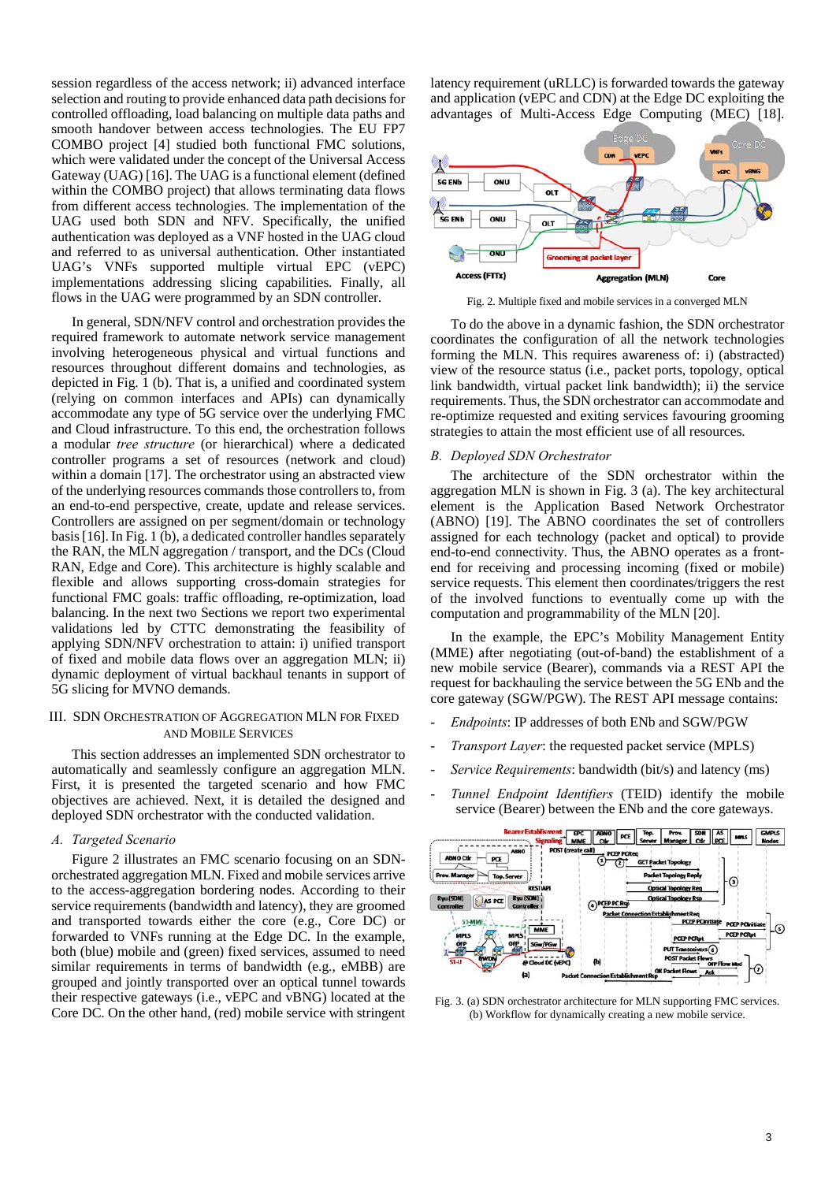session regardless of the access network; ii) advanced interface selection and routing to provide enhanced data path decisions for controlled offloading, load balancing on multiple data paths and smooth handover between access technologies. The EU FP7 COMBO project [4] studied both functional FMC solutions, which were validated under the concept of the Universal Access Gateway (UAG) [16]. The UAG is a functional element (defined within the COMBO project) that allows terminating data flows from different access technologies. The implementation of the UAG used both SDN and NFV. Specifically, the unified authentication was deployed as a VNF hosted in the UAG cloud and referred to as universal authentication. Other instantiated UAG's VNFs supported multiple virtual EPC (vEPC) implementations addressing slicing capabilities. Finally, all flows in the UAG were programmed by an SDN controller.

In general, SDN/NFV control and orchestration provides the required framework to automate network service management involving heterogeneous physical and virtual functions and resources throughout different domains and technologies, as depicted in Fig. 1 (b). That is, a unified and coordinated system (relying on common interfaces and APIs) can dynamically accommodate any type of 5G service over the underlying FMC and Cloud infrastructure. To this end, the orchestration follows a modular *tree structure* (or hierarchical) where a dedicated controller programs a set of resources (network and cloud) within a domain [17]. The orchestrator using an abstracted view of the underlying resources commands those controllers to, from an end-to-end perspective, create, update and release services. Controllers are assigned on per segment/domain or technology basis [16]. In Fig. 1 (b), a dedicated controller handles separately the RAN, the MLN aggregation / transport, and the DCs (Cloud RAN, Edge and Core). This architecture is highly scalable and flexible and allows supporting cross-domain strategies for functional FMC goals: traffic offloading, re-optimization, load balancing. In the next two Sections we report two experimental validations led by CTTC demonstrating the feasibility of applying SDN/NFV orchestration to attain: i) unified transport of fixed and mobile data flows over an aggregation MLN; ii) dynamic deployment of virtual backhaul tenants in support of 5G slicing for MVNO demands.

## III. SDN Orchestration of Aggregation MLN for Fixed and Mobile Services

This section addresses an implemented SDN orchestrator to automatically and seamlessly configure an aggregation MLN. First, it is presented the targeted scenario and how FMC objectives are achieved. Next, it is detailed the designed and deployed SDN orchestrator with the conducted validation.

### A. Targeted Scenario

Figure 2 illustrates an FMC scenario focusing on an SDN-orchestrated aggregation MLN. Fixed and mobile services arrive to the access-aggregation bordering nodes. According to their service requirements (bandwidth and latency), they are groomed and transported towards either the core (e.g., Core DC) or forwarded to VNFs running at the Edge DC. In the example, both (blue) mobile and (green) fixed services, assumed to need similar requirements in terms of bandwidth (e.g., eMBB) are grouped and jointly transported over an optical tunnel towards their respective gateways (i.e., vEPC and vBNG) located at the Core DC. On the other hand, (red) mobile service with stringent latency requirement (uRLLC) is forwarded towards the gateway and application (vEPC and CDN) at the Edge DC exploiting the advantages of Multi-Access Edge Computing (MEC) [18].

Fig. 2. Multiple fixed and mobile services in a converged MLN

To do the above in a dynamic fashion, the SDN orchestrator coordinates the configuration of all the network technologies forming the MLN. This requires awareness of: i) (abstracted) view of the resource status (i.e., packet ports, topology, optical link bandwidth, virtual packet link bandwidth); ii) the service requirements. Thus, the SDN orchestrator can accommodate and re-optimize requested and exiting services favouring grooming strategies to attain the most efficient use of all resources.

### B. Deployed SDN Orchestrator

The architecture of the SDN orchestrator within the aggregation MLN is shown in Fig. 3 (a). The key architectural element is the Application Based Network Orchestrator (ABNO) [19]. The ABNO coordinates the set of controllers assigned for each technology (packet and optical) to provide end-to-end connectivity. Thus, the ABNO operates as a front-end for receiving and processing incoming (fixed or mobile) service requests. This element then coordinates/triggers the rest of the involved functions to eventually come up with the computation and programmability of the MLN [20].

In the example, the EPC's Mobility Management Entity (MME) after negotiating (out-of-band) the establishment of a new mobile service (Bearer), commands via a REST API the request for backhauling the service between the 5G ENb and the core gateway (SGW/PGW). The REST API message contains:

- *Endpoints*: IP addresses of both ENb and SGW/PGW
- *Transport Layer*: the requested packet service (MPLS)
- *Service Requirements*: bandwidth (bit/s) and latency (ms)
- *Tunnel Endpoint Identifiers* (TEID) identify the mobile service (Bearer) between the ENb and the core gateways.

Fig. 3. (a) SDN orchestrator architecture for MLN supporting FMC services. (b) Workflow for dynamically creating a new mobile service.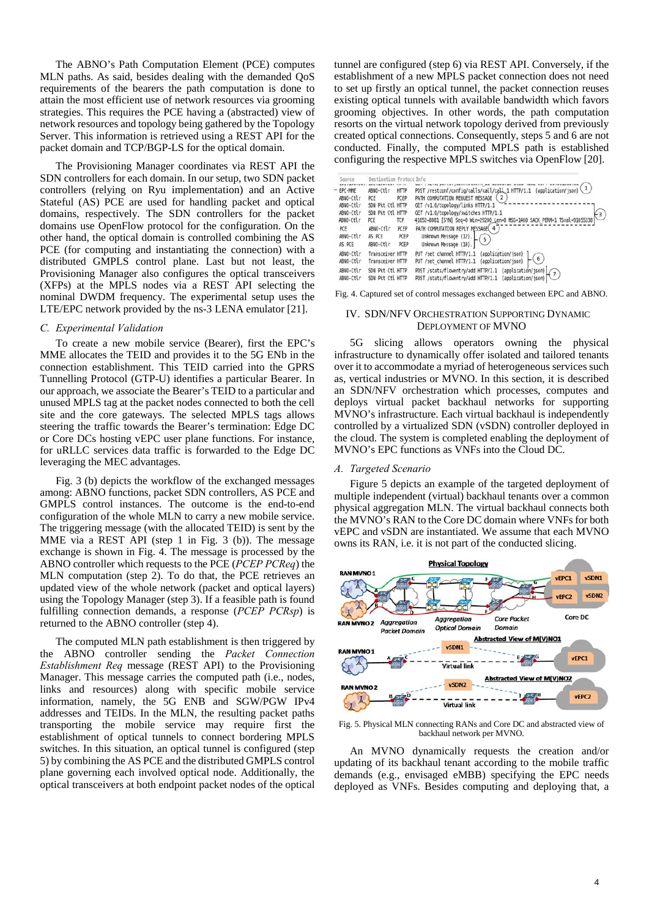The ABNO's Path Computation Element (PCE) computes MLN paths. As said, besides dealing with the demanded QoS requirements of the bearers the path computation is done to attain the most efficient use of network resources via grooming strategies. This requires the PCE having a (abstracted) view of network resources and topology being gathered by the Topology Server. This information is retrieved using a REST API for the packet domain and TCP/BGP-LS for the optical domain.

The Provisioning Manager coordinates via REST API the SDN controllers for each domain. In our setup, two SDN packet controllers (relying on Ryu implementation) and an Active Stateful (AS) PCE are used for handling packet and optical domains, respectively. The SDN controllers for the packet domains use OpenFlow protocol for the configuration. On the other hand, the optical domain is controlled combining the AS PCE (for computing and instantiating the connection) with a distributed GMPLS control plane. Last but not least, the Provisioning Manager also configures the optical transceivers (XFPs) at the MPLS nodes via a REST API selecting the nominal DWDM frequency. The experimental setup uses the LTE/EPC network provided by the ns-3 LENA emulator [21].

### C. Experimental Validation

To create a new mobile service (Bearer), first the EPC's MME allocates the TEID and provides it to the 5G ENb in the connection establishment. This TEID carried into the GPRS Tunnelling Protocol (GTP-U) identifies a particular Bearer. In our approach, we associate the Bearer's TEID to a particular and unused MPLS tag at the packet nodes connected to both the cell site and the core gateways. The selected MPLS tags allows steering the traffic towards the Bearer's termination: Edge DC or Core DCs hosting vEPC user plane functions. For instance, for uRLLC services data traffic is forwarded to the Edge DC leveraging the MEC advantages.

Fig. 3 (b) depicts the workflow of the exchanged messages among: ABNO functions, packet SDN controllers, AS PCE and GMPLS control instances. The outcome is the end-to-end configuration of the whole MLN to carry a new mobile service. The triggering message (with the allocated TEID) is sent by the MME via a REST API (step 1 in Fig. 3 (b)). The message exchange is shown in Fig. 4. The message is processed by the ABNO controller which requests to the PCE (*PCEP PCReq*) the MLN computation (step 2). To do that, the PCE retrieves an updated view of the whole network (packet and optical layers) using the Topology Manager (step 3). If a feasible path is found fulfilling connection demands, a response (*PCEP PCRsp*) is returned to the ABNO controller (step 4).

The computed MLN path establishment is then triggered by the ABNO controller sending the *Packet Connection Establishment Req* message (REST API) to the Provisioning Manager. This message carries the computed path (i.e., nodes, links and resources) along with specific mobile service information, namely, the 5G ENB and SGW/PGW IPv4 addresses and TEIDs. In the MLN, the resulting packet paths transporting the mobile service may require first the establishment of optical tunnels to connect bordering MPLS switches. In this situation, an optical tunnel is configured (step 5) by combining the AS PCE and the distributed GMPLS control plane governing each involved optical node. Additionally, the optical transceivers at both endpoint packet nodes of the optical tunnel are configured (step 6) via REST API. Conversely, if the establishment of a new MPLS packet connection does not need to set up firstly an optical tunnel, the packet connection reuses existing optical tunnels with available bandwidth which favors grooming objectives. In other words, the path computation resorts on the virtual network topology derived from previously created optical connections. Consequently, steps 5 and 6 are not conducted. Finally, the computed MPLS path is established configuring the respective MPLS switches via OpenFlow [20].

| Source | Destination | Protocol | Info | |
|---|---|---|---|---|
| EPC-MME | ABNO-Ctlr | HTTP | POST /restconf/config/calls/call/call_1 HTTP/1.1 (application/json) | 1 |
| ABNO-Ctlr | PCE | PCEP | PATH COMPUTATION REQUEST MESSAGE | 2 |
| ABNO-Ctlr | SDN Pkt Ctl | HTTP | GET /v1.0/topology/links HTTP/1.1 | 3 |
| ABNO-Ctlr | SDN Pkt Ctl | HTTP | GET /v1.0/topology/switches HTTP/1.1 | 3 |
| ABNO-Ctlr | PCE | TCP | 41052→8881 [SYN] Seq=0 Win=29200 Len=0 MSS=1460 SACK_PERM=1 TSval=91055330 | 3 |
| PCE | ABNO-Ctlr | PCEP | PATH COMPUTATION REPLY MESSAGE | 4 |
| ABNO-Ctlr | AS PCE | PCEP | Unknown Message (12). | 5 |
| AS PCE | ABNO-Ctlr | PCEP | Unknown Message (10). | 5 |
| ABNO-Ctlr | Transceiver | HTTP | PUT /set_channel HTTP/1.1 (application/json) | 6 |
| ABNO-Ctlr | Transceiver | HTTP | PUT /set_channel HTTP/1.1 (application/json) | 6 |
| ABNO-Ctlr | SDN Pkt Ctl | HTTP | POST /stats/flowentry/add HTTP/1.1 (application/json) | 7 |
| ABNO-Ctlr | SDN Pkt Ctl | HTTP | POST /stats/flowentry/add HTTP/1.1 (application/json) | 7 |

Fig. 4. Captured set of control messages exchanged between EPC and ABNO.

## IV. SDN/NFV Orchestration Supporting Dynamic Deployment of MVNO

5G slicing allows operators owning the physical infrastructure to dynamically offer isolated and tailored tenants over it to accommodate a myriad of heterogeneous services such as, vertical industries or MVNO. In this section, it is described an SDN/NFV orchestration which processes, computes and deploys virtual packet backhaul networks for supporting MVNO's infrastructure. Each virtual backhaul is independently controlled by a virtualized SDN (vSDN) controller deployed in the cloud. The system is completed enabling the deployment of MVNO's EPC functions as VNFs into the Cloud DC.

### A. Targeted Scenario

Figure 5 depicts an example of the targeted deployment of multiple independent (virtual) backhaul tenants over a common physical aggregation MLN. The virtual backhaul connects both the MVNO's RAN to the Core DC domain where VNFs for both vEPC and vSDN are instantiated. We assume that each MVNO owns its RAN, i.e. it is not part of the conducted slicing.

Physical Topology
RAN MVNO1
RAN MVNO2
Aggregation Packet Domain
Aggregation Optical Domain
Core Packet Domain
Core DC
vEPC1 vSDN1 vEPC2 vSDN2
Abstracted View of M(V)NO1
RAN MVNO1 vSDN1 vEPC1 Virtual link
Abstracted View of M(V)NO2
RAN MVNO2 vSDN2 vEPC2 Virtual link

Fig. 5. Physical MLN connecting RANs and Core DC and abstracted view of backhaul network per MVNO.

An MVNO dynamically requests the creation and/or updating of its backhaul tenant according to the mobile traffic demands (e.g., envisaged eMBB) specifying the EPC needs deployed as VNFs. Besides computing and deploying that, a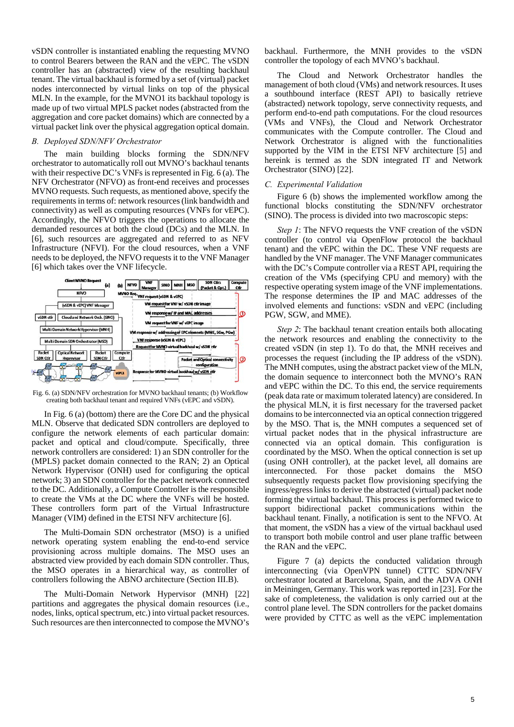vSDN controller is instantiated enabling the requesting MVNO controller to control Bearers between the RAN and the vEPC. The vSDN controller has an (abstracted) view of the resulting backhaul tenant. The virtual backhaul is formed by a set of (virtual) packet nodes interconnected by virtual links on top of the physical MLN. In the example, for the MVNO1 its backhaul topology is made up of two virtual MPLS packet nodes (abstracted from the aggregation and core packet domains) which are connected by a virtual packet link over the physical aggregation optical domain.

### *B. Deployed SDN/NFV Orchestrator*

The main building blocks forming the SDN/NFV orchestrator to automatically roll out MVNO's backhaul tenants with their respective DC's VNFs is represented in Fig. 6 (a). The NFV Orchestrator (NFVO) as front-end receives and processes MVNO requests. Such requests, as mentioned above, specify the requirements in terms of: network resources (link bandwidth and connectivity) as well as computing resources (VNFs for vEPC). Accordingly, the NFVO triggers the operations to allocate the demanded resources at both the cloud (DCs) and the MLN. In [6], such resources are aggregated and referred to as NFV Infrastructure (NFVI). For the cloud resources, when a VNF needs to be deployed, the NFVO requests it to the VNF Manager [6] which takes over the VNF lifecycle.

Fig. 6. (a) SDN/NFV orchestration for MVNO backhaul tenants; (b) Workflow creating both backhaul tenant and required VNFs (vEPC and vSDN).

In Fig. 6 (a) (bottom) there are the Core DC and the physical MLN. Observe that dedicated SDN controllers are deployed to configure the network elements of each particular domain: packet and optical and cloud/compute. Specifically, three network controllers are considered: 1) an SDN controller for the (MPLS) packet domain connected to the RAN; 2) an Optical Network Hypervisor (ONH) used for configuring the optical network; 3) an SDN controller for the packet network connected to the DC. Additionally, a Compute Controller is the responsible to create the VMs at the DC where the VNFs will be hosted. These controllers form part of the Virtual Infrastructure Manager (VIM) defined in the ETSI NFV architecture [6].

The Multi-Domain SDN orchestrator (MSO) is a unified network operating system enabling the end-to-end service provisioning across multiple domains. The MSO uses an abstracted view provided by each domain SDN controller. Thus, the MSO operates in a hierarchical way, as controller of controllers following the ABNO architecture (Section III.B).

The Multi-Domain Network Hypervisor (MNH) [22] partitions and aggregates the physical domain resources (i.e., nodes, links, optical spectrum, etc.) into virtual packet resources. Such resources are then interconnected to compose the MVNO's backhaul. Furthermore, the MNH provides to the vSDN controller the topology of each MVNO's backhaul.

The Cloud and Network Orchestrator handles the management of both cloud (VMs) and network resources. It uses a southbound interface (REST API) to basically retrieve (abstracted) network topology, serve connectivity requests, and perform end-to-end path computations. For the cloud resources (VMs and VNFs), the Cloud and Network Orchestrator communicates with the Compute controller. The Cloud and Network Orchestrator is aligned with the functionalities supported by the VIM in the ETSI NFV architecture [5] and hereink is termed as the SDN integrated IT and Network Orchestrator (SINO) [22].

### *C. Experimental Validation*

Figure 6 (b) shows the implemented workflow among the functional blocks constituting the SDN/NFV orchestrator (SINO). The process is divided into two macroscopic steps:

*Step 1*: The NFVO requests the VNF creation of the vSDN controller (to control via OpenFlow protocol the backhaul tenant) and the vEPC within the DC. These VNF requests are handled by the VNF manager. The VNF Manager communicates with the DC's Compute controller via a REST API, requiring the creation of the VMs (specifying CPU and memory) with the respective operating system image of the VNF implementations. The response determines the IP and MAC addresses of the involved elements and functions: vSDN and vEPC (including PGW, SGW, and MME).

*Step 2*: The backhaul tenant creation entails both allocating the network resources and enabling the connectivity to the created vSDN (in step 1). To do that, the MNH receives and processes the request (including the IP address of the vSDN). The MNH computes, using the abstract packet view of the MLN, the domain sequence to interconnect both the MVNO's RAN and vEPC within the DC. To this end, the service requirements (peak data rate or maximum tolerated latency) are considered. In the physical MLN, it is first necessary for the traversed packet domains to be interconnected via an optical connection triggered by the MSO. That is, the MNH computes a sequenced set of virtual packet nodes that in the physical infrastructure are connected via an optical domain. This configuration is coordinated by the MSO. When the optical connection is set up (using ONH controller), at the packet level, all domains are interconnected. For those packet domains the MSO subsequently requests packet flow provisioning specifying the ingress/egress links to derive the abstracted (virtual) packet node forming the virtual backhaul. This process is performed twice to support bidirectional packet communications within the backhaul tenant. Finally, a notification is sent to the NFVO. At that moment, the vSDN has a view of the virtual backhaul used to transport both mobile control and user plane traffic between the RAN and the vEPC.

Figure 7 (a) depicts the conducted validation through interconnecting (via OpenVPN tunnel) CTTC SDN/NFV orchestrator located at Barcelona, Spain, and the ADVA ONH in Meiningen, Germany. This work was reported in [23]. For the sake of completeness, the validation is only carried out at the control plane level. The SDN controllers for the packet domains were provided by CTTC as well as the vEPC implementation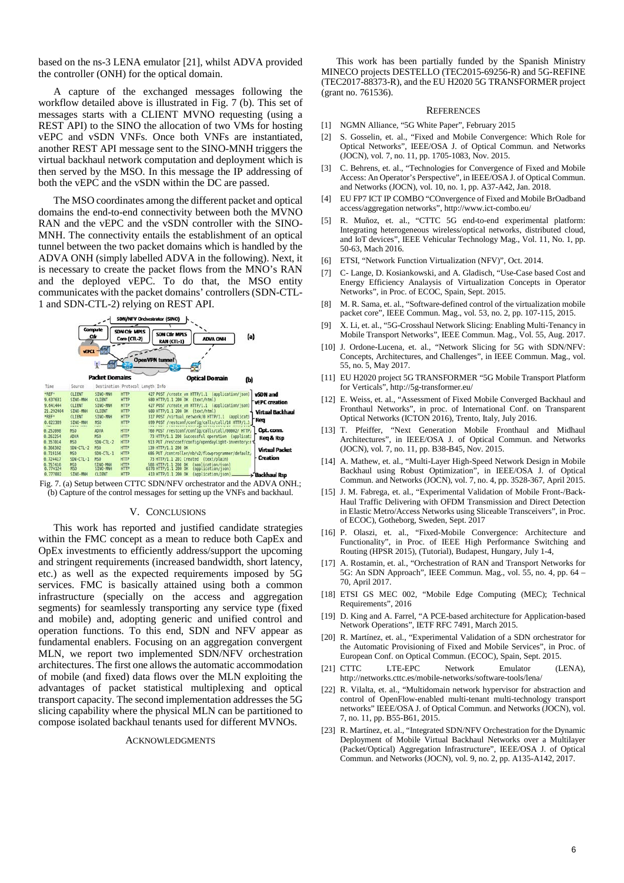based on the ns-3 LENA emulator [21], whilst ADVA provided the controller (ONH) for the optical domain.

A capture of the exchanged messages following the workflow detailed above is illustrated in Fig. 7 (b). This set of messages starts with a CLIENT MVNO requesting (using a REST API) to the SINO the allocation of two VMs for hosting vEPC and vSDN VNFs. Once both VNFs are instantiated, another REST API message sent to the SINO-MNH triggers the virtual backhaul network computation and deployment which is then served by the MSO. In this message the IP addressing of both the vEPC and the vSDN within the DC are passed.

The MSO coordinates among the different packet and optical domains the end-to-end connectivity between both the MVNO RAN and the vEPC and the vSDN controller with the SINO-MNH. The connectivity entails the establishment of an optical tunnel between the two packet domains which is handled by the ADVA ONH (simply labelled ADVA in the following). Next, it is necessary to create the packet flows from the MNO's RAN and the deployed vEPC. To do that, the MSO entity communicates with the packet domains' controllers (SDN-CTL-1 and SDN-CTL-2) relying on REST API.

Fig. 7. (a) Setup between CTTC SDN/NFV orchestrator and the ADVA ONH.; (b) Capture of the control messages for setting up the VNFs and backhaul.

## V. CONCLUSIONS

This work has reported and justified candidate strategies within the FMC concept as a mean to reduce both CapEx and OpEx investments to efficiently address/support the upcoming and stringent requirements (increased bandwidth, short latency, etc.) as well as the expected requirements imposed by 5G services. FMC is basically attained using both a common infrastructure (specially on the access and aggregation segments) for seamlessly transporting any service type (fixed and mobile) and, adopting generic and unified control and operation functions. To this end, SDN and NFV appear as fundamental enablers. Focusing on an aggregation convergent MLN, we report two implemented SDN/NFV orchestration architectures. The first one allows the automatic accommodation of mobile (and fixed) data flows over the MLN exploiting the advantages of packet statistical multiplexing and optical transport capacity. The second implementation addresses the 5G slicing capability where the physical MLN can be partitioned to compose isolated backhaul tenants used for different MVNOs.

## ACKNOWLEDGMENTS

This work has been partially funded by the Spanish Ministry MINECO projects DESTELLO (TEC2015-69256-R) and 5G-REFINE (TEC2017-88373-R), and the EU H2020 5G TRANSFORMER project (grant no. 761536).

## REFERENCES

[1] NGMN Alliance, "5G White Paper", February 2015

[2] S. Gosselin, et. al., "Fixed and Mobile Convergence: Which Role for Optical Networks", IEEE/OSA J. of Optical Commun. and Networks (JOCN), vol. 7, no. 11, pp. 1705-1083, Nov. 2015.

[3] C. Behrens, et. al., "Technologies for Convergence of Fixed and Mobile Access: An Operator's Perspective", in IEEE/OSA J. of Optical Commun. and Networks (JOCN), vol. 10, no. 1, pp. A37-A42, Jan. 2018.

[4] EU FP7 ICT IP COMBO "COnvergence of Fixed and Mobile BrOadband access/aggregation networks", http://www.ict-combo.eu/

[5] R. Muñoz, et. al., "CTTC 5G end-to-end experimental platform: Integrating heterogeneous wireless/optical networks, distributed cloud, and IoT devices", IEEE Vehicular Technology Mag., Vol. 11, No. 1, pp. 50-63, March 2016.

[6] ETSI, "Network Function Virtualization (NFV)", Oct. 2014.

[7] C- Lange, D. Kosiankowski, and A. Gladisch, "Use-Case based Cost and Energy Efficiency Analaysis of Virtualization Concepts in Operator Networks", in Proc. of ECOC, Spain, Sept. 2015.

[8] M. R. Sama, et. al., "Software-defined control of the virtualization mobile packet core", IEEE Commun. Mag., vol. 53, no. 2, pp. 107-115, 2015.

[9] X. Li, et. al., "5G-Crosshaul Network Slicing: Enabling Multi-Tenancy in Mobile Transport Networks", IEEE Commun. Mag., Vol. 55, Aug. 2017.

[10] J. Ordone-Lucena, et. al., "Network Slicing for 5G with SDN/NFV: Concepts, Architectures, and Challenges", in IEEE Commun. Mag., vol. 55, no. 5, May 2017.

[11] EU H2020 project 5G TRANSFORMER "5G Mobile Transport Platform for Verticals", http://5g-transformer.eu/

[12] E. Weiss, et. al., "Assessment of Fixed Mobile Converged Backhaul and Fronthaul Networks", in proc. of International Conf. on Transparent Optical Networks (ICTON 2016), Trento, Italy, July 2016.

[13] T. Pfeiffer, "Next Generation Mobile Fronthaul and Midhaul Architectures", in IEEE/OSA J. of Optical Commun. and Networks (JOCN), vol. 7, no. 11, pp. B38-B45, Nov. 2015.

[14] A. Mathew, et. al., "Multi-Layer High-Speed Network Design in Mobile Backhaul using Robust Optimization", in IEEE/OSA J. of Optical Commun. and Networks (JOCN), vol. 7, no. 4, pp. 3528-367, April 2015.

[15] J. M. Fabrega, et. al., "Experimental Validation of Mobile Front-/Back-Haul Traffic Delivering with OFDM Transmission and Direct Detection in Elastic Metro/Access Networks using Sliceable Transceivers", in Proc. of ECOC), Gotheborg, Sweden, Sept. 2017

[16] P. Olaszi, et. al., "Fixed-Mobile Convergence: Architecture and Functionality", in Proc. of IEEE High Performance Switching and Routing (HPSR 2015), (Tutorial), Budapest, Hungary, July 1-4,

[17] A. Rostamin, et. al., "Orchestration of RAN and Transport Networks for 5G: An SDN Approach", IEEE Commun. Mag., vol. 55, no. 4, pp. 64 – 70, April 2017.

[18] ETSI GS MEC 002, "Mobile Edge Computing (MEC); Technical Requirements", 2016

[19] D. King and A. Farrel, "A PCE-based architecture for Application-based Network Operations", IETF RFC 7491, March 2015.

[20] R. Martínez, et. al., "Experimental Validation of a SDN orchestrator for the Automatic Provisioning of Fixed and Mobile Services", in Proc. of European Conf. on Optical Commun. (ECOC), Spain, Sept. 2015.

[21] CTTC LTE-EPC Network Emulator (LENA), http://networks.cttc.es/mobile-networks/software-tools/lena/

[22] R. Vilalta, et. al., "Multidomain network hypervisor for abstraction and control of OpenFlow-enabled multi-tenant multi-technology transport networks" IEEE/OSA J. of Optical Commun. and Networks (JOCN), vol. 7, no. 11, pp. B55-B61, 2015.

[23] R. Martínez, et. al., "Integrated SDN/NFV Orchestration for the Dynamic Deployment of Mobile Virtual Backhaul Networks over a Multilayer (Packet/Optical) Aggregation Infrastructure", IEEE/OSA J. of Optical Commun. and Networks (JOCN), vol. 9, no. 2, pp. A135-A142, 2017.